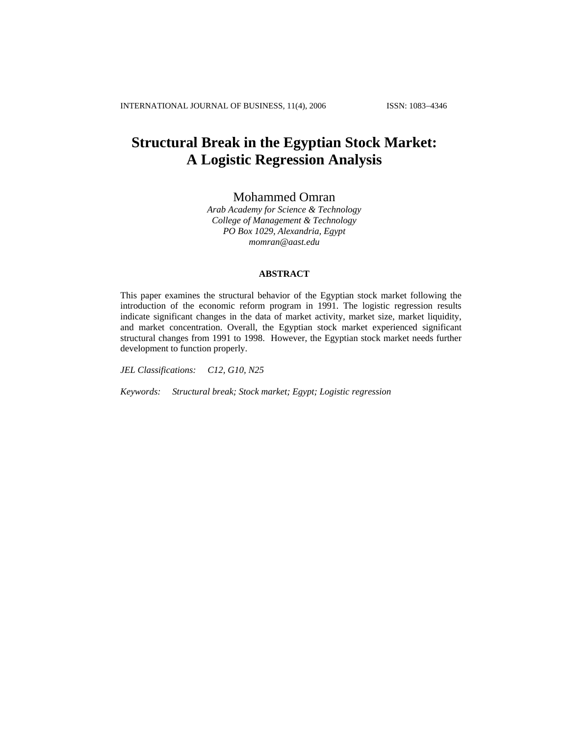# Structural Break in the Egyptian Stock Market: A Logistic Regression Analysis

Mohammed Omran

*Arab Academy for Science & Technology*
*College of Management & Technology*
*PO Box 1029, Alexandria, Egypt*
*momran@aast.edu*

### ABSTRACT

This paper examines the structural behavior of the Egyptian stock market following the introduction of the economic reform program in 1991. The logistic regression results indicate significant changes in the data of market activity, market size, market liquidity, and market concentration. Overall, the Egyptian stock market experienced significant structural changes from 1991 to 1998. However, the Egyptian stock market needs further development to function properly.

*JEL Classifications:* *C12, G10, N25*

*Keywords:* *Structural break; Stock market; Egypt; Logistic regression*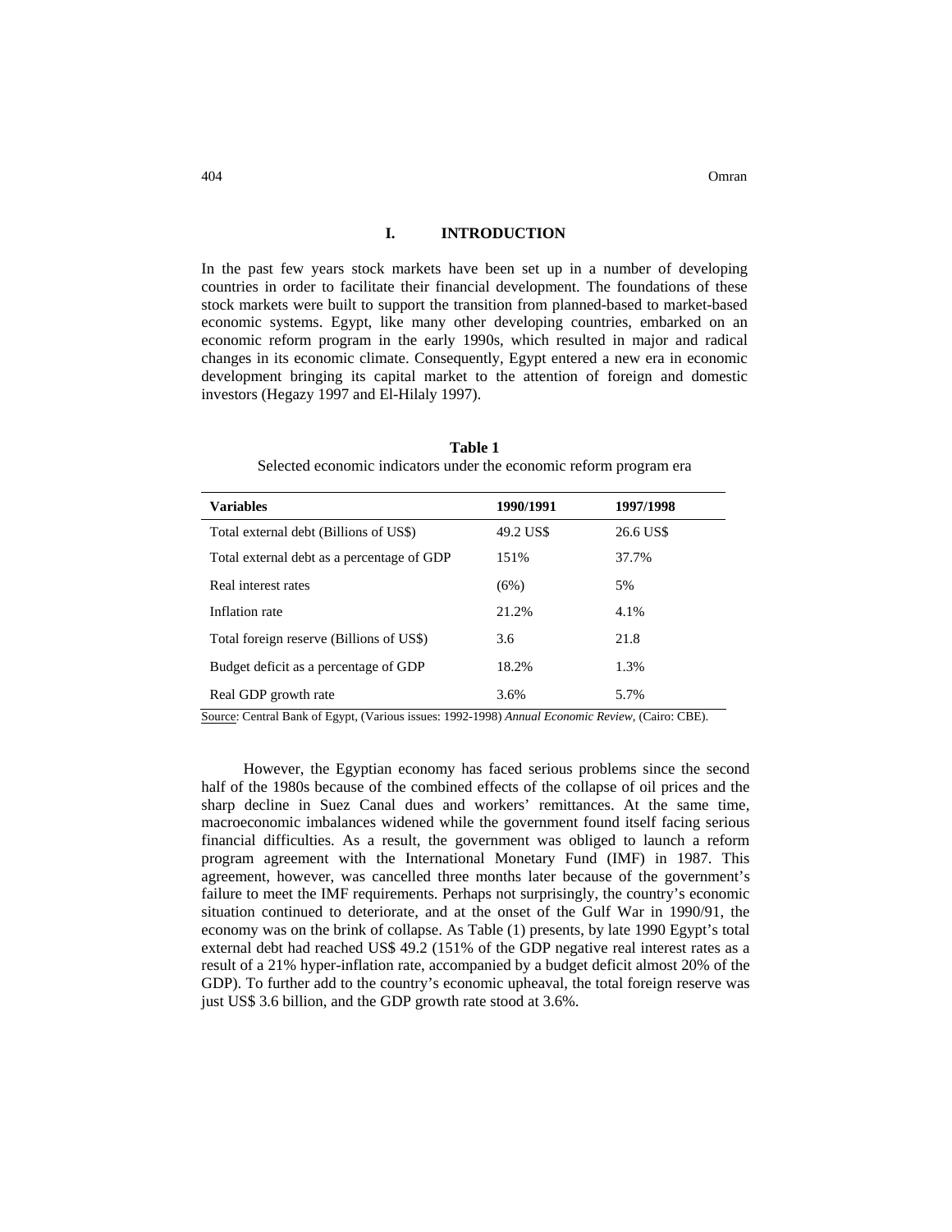## I. INTRODUCTION

In the past few years stock markets have been set up in a number of developing countries in order to facilitate their financial development. The foundations of these stock markets were built to support the transition from planned-based to market-based economic systems. Egypt, like many other developing countries, embarked on an economic reform program in the early 1990s, which resulted in major and radical changes in its economic climate. Consequently, Egypt entered a new era in economic development bringing its capital market to the attention of foreign and domestic investors (Hegazy 1997 and El-Hilaly 1997).

**Table 1**

Selected economic indicators under the economic reform program era

| Variables | 1990/1991 | 1997/1998 |
|---|---|---|
| Total external debt (Billions of US$) | 49.2 US$ | 26.6 US$ |
| Total external debt as a percentage of GDP | 151% | 37.7% |
| Real interest rates | (6%) | 5% |
| Inflation rate | 21.2% | 4.1% |
| Total foreign reserve (Billions of US$) | 3.6 | 21.8 |
| Budget deficit as a percentage of GDP | 18.2% | 1.3% |
| Real GDP growth rate | 3.6% | 5.7% |

Source: Central Bank of Egypt, (Various issues: 1992-1998) *Annual Economic Review*, (Cairo: CBE).

However, the Egyptian economy has faced serious problems since the second half of the 1980s because of the combined effects of the collapse of oil prices and the sharp decline in Suez Canal dues and workers' remittances. At the same time, macroeconomic imbalances widened while the government found itself facing serious financial difficulties. As a result, the government was obliged to launch a reform program agreement with the International Monetary Fund (IMF) in 1987. This agreement, however, was cancelled three months later because of the government's failure to meet the IMF requirements. Perhaps not surprisingly, the country's economic situation continued to deteriorate, and at the onset of the Gulf War in 1990/91, the economy was on the brink of collapse. As Table (1) presents, by late 1990 Egypt's total external debt had reached US$ 49.2 (151% of the GDP negative real interest rates as a result of a 21% hyper-inflation rate, accompanied by a budget deficit almost 20% of the GDP). To further add to the country's economic upheaval, the total foreign reserve was just US$ 3.6 billion, and the GDP growth rate stood at 3.6%.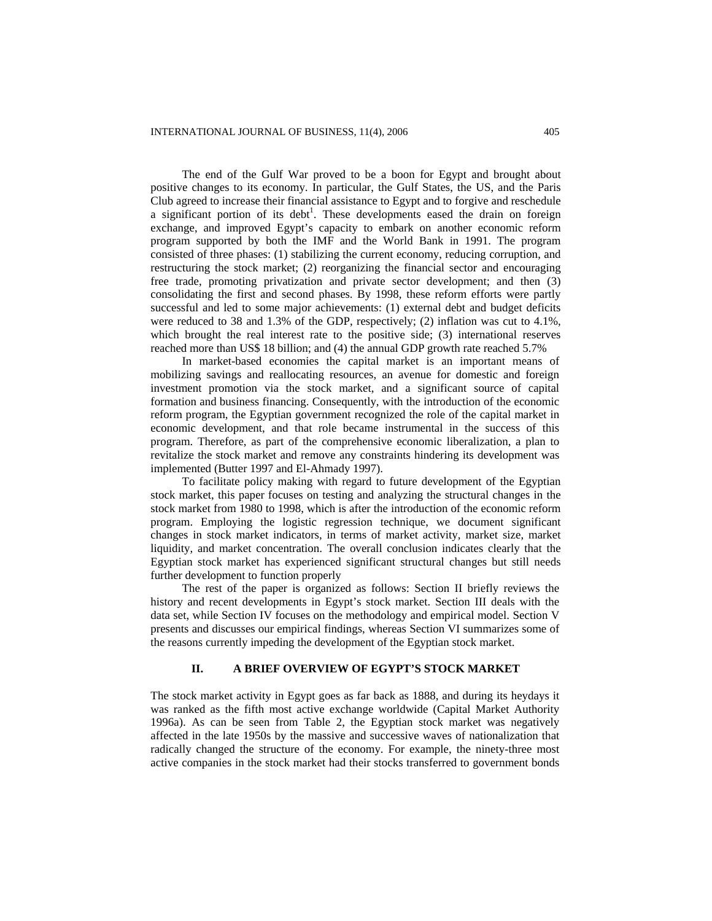The end of the Gulf War proved to be a boon for Egypt and brought about positive changes to its economy. In particular, the Gulf States, the US, and the Paris Club agreed to increase their financial assistance to Egypt and to forgive and reschedule a significant portion of its debt[1]. These developments eased the drain on foreign exchange, and improved Egypt's capacity to embark on another economic reform program supported by both the IMF and the World Bank in 1991. The program consisted of three phases: (1) stabilizing the current economy, reducing corruption, and restructuring the stock market; (2) reorganizing the financial sector and encouraging free trade, promoting privatization and private sector development; and then (3) consolidating the first and second phases. By 1998, these reform efforts were partly successful and led to some major achievements: (1) external debt and budget deficits were reduced to 38 and 1.3% of the GDP, respectively; (2) inflation was cut to 4.1%, which brought the real interest rate to the positive side; (3) international reserves reached more than US$ 18 billion; and (4) the annual GDP growth rate reached 5.7%

In market-based economies the capital market is an important means of mobilizing savings and reallocating resources, an avenue for domestic and foreign investment promotion via the stock market, and a significant source of capital formation and business financing. Consequently, with the introduction of the economic reform program, the Egyptian government recognized the role of the capital market in economic development, and that role became instrumental in the success of this program. Therefore, as part of the comprehensive economic liberalization, a plan to revitalize the stock market and remove any constraints hindering its development was implemented (Butter 1997 and El-Ahmady 1997).

To facilitate policy making with regard to future development of the Egyptian stock market, this paper focuses on testing and analyzing the structural changes in the stock market from 1980 to 1998, which is after the introduction of the economic reform program. Employing the logistic regression technique, we document significant changes in stock market indicators, in terms of market activity, market size, market liquidity, and market concentration. The overall conclusion indicates clearly that the Egyptian stock market has experienced significant structural changes but still needs further development to function properly

The rest of the paper is organized as follows: Section II briefly reviews the history and recent developments in Egypt's stock market. Section III deals with the data set, while Section IV focuses on the methodology and empirical model. Section V presents and discusses our empirical findings, whereas Section VI summarizes some of the reasons currently impeding the development of the Egyptian stock market.

## II. A BRIEF OVERVIEW OF EGYPT'S STOCK MARKET

The stock market activity in Egypt goes as far back as 1888, and during its heydays it was ranked as the fifth most active exchange worldwide (Capital Market Authority 1996a). As can be seen from Table 2, the Egyptian stock market was negatively affected in the late 1950s by the massive and successive waves of nationalization that radically changed the structure of the economy. For example, the ninety-three most active companies in the stock market had their stocks transferred to government bonds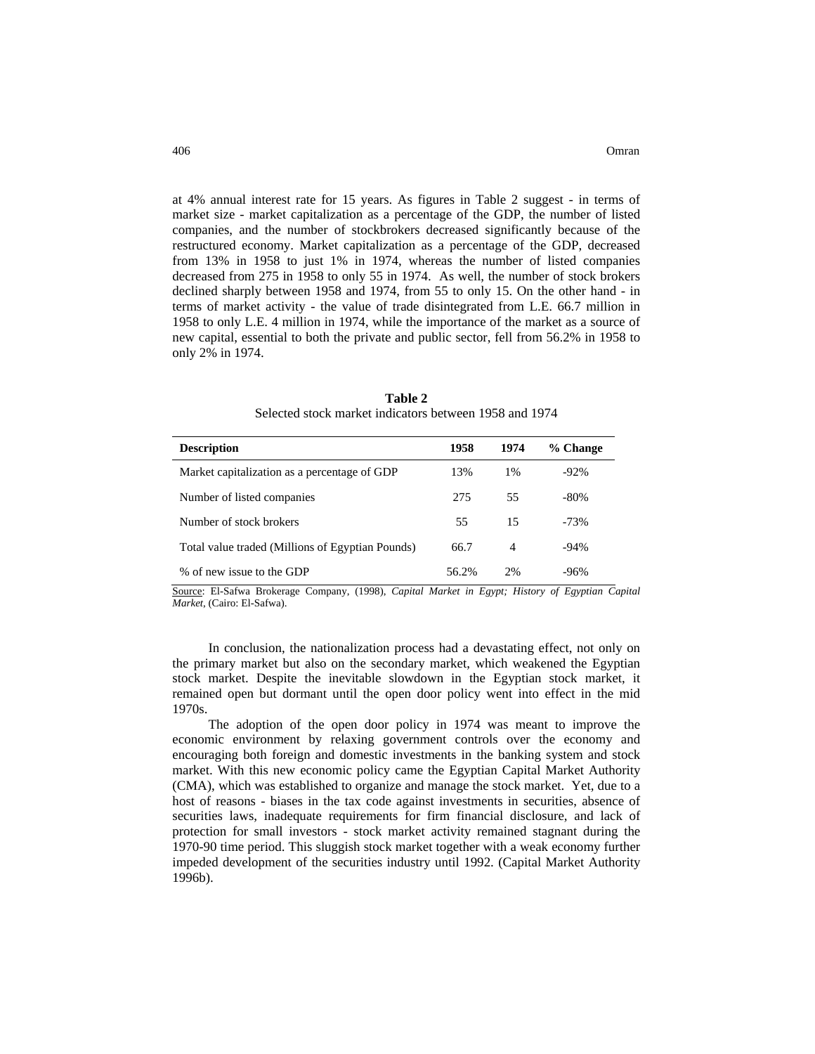at 4% annual interest rate for 15 years. As figures in Table 2 suggest - in terms of market size - market capitalization as a percentage of the GDP, the number of listed companies, and the number of stockbrokers decreased significantly because of the restructured economy. Market capitalization as a percentage of the GDP, decreased from 13% in 1958 to just 1% in 1974, whereas the number of listed companies decreased from 275 in 1958 to only 55 in 1974. As well, the number of stock brokers declined sharply between 1958 and 1974, from 55 to only 15. On the other hand - in terms of market activity - the value of trade disintegrated from L.E. 66.7 million in 1958 to only L.E. 4 million in 1974, while the importance of the market as a source of new capital, essential to both the private and public sector, fell from 56.2% in 1958 to only 2% in 1974.

**Table 2**
Selected stock market indicators between 1958 and 1974

| **Description** | **1958** | **1974** | **% Change** |
|---|---|---|---|
| Market capitalization as a percentage of GDP | 13% | 1% | -92% |
| Number of listed companies | 275 | 55 | -80% |
| Number of stock brokers | 55 | 15 | -73% |
| Total value traded (Millions of Egyptian Pounds) | 66.7 | 4 | -94% |
| % of new issue to the GDP | 56.2% | 2% | -96% |

Source: El-Safwa Brokerage Company, (1998), *Capital Market in Egypt; History of Egyptian Capital Market*, (Cairo: El-Safwa).

In conclusion, the nationalization process had a devastating effect, not only on the primary market but also on the secondary market, which weakened the Egyptian stock market. Despite the inevitable slowdown in the Egyptian stock market, it remained open but dormant until the open door policy went into effect in the mid 1970s.

The adoption of the open door policy in 1974 was meant to improve the economic environment by relaxing government controls over the economy and encouraging both foreign and domestic investments in the banking system and stock market. With this new economic policy came the Egyptian Capital Market Authority (CMA), which was established to organize and manage the stock market. Yet, due to a host of reasons - biases in the tax code against investments in securities, absence of securities laws, inadequate requirements for firm financial disclosure, and lack of protection for small investors - stock market activity remained stagnant during the 1970-90 time period. This sluggish stock market together with a weak economy further impeded development of the securities industry until 1992. (Capital Market Authority 1996b).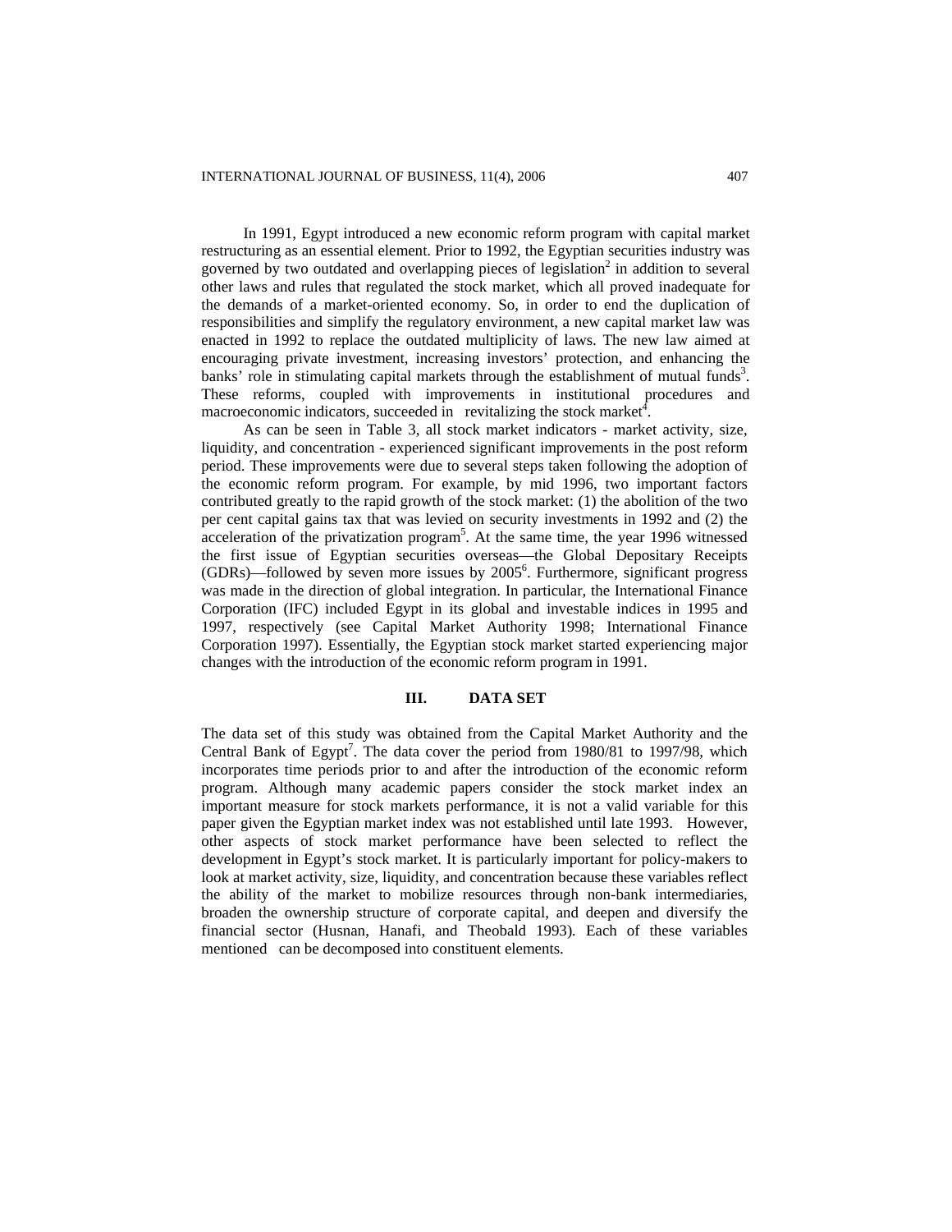In 1991, Egypt introduced a new economic reform program with capital market restructuring as an essential element. Prior to 1992, the Egyptian securities industry was governed by two outdated and overlapping pieces of legislation[2] in addition to several other laws and rules that regulated the stock market, which all proved inadequate for the demands of a market-oriented economy. So, in order to end the duplication of responsibilities and simplify the regulatory environment, a new capital market law was enacted in 1992 to replace the outdated multiplicity of laws. The new law aimed at encouraging private investment, increasing investors' protection, and enhancing the banks' role in stimulating capital markets through the establishment of mutual funds[3]. These reforms, coupled with improvements in institutional procedures and macroeconomic indicators, succeeded in revitalizing the stock market[4].

As can be seen in Table 3, all stock market indicators - market activity, size, liquidity, and concentration - experienced significant improvements in the post reform period. These improvements were due to several steps taken following the adoption of the economic reform program. For example, by mid 1996, two important factors contributed greatly to the rapid growth of the stock market: (1) the abolition of the two per cent capital gains tax that was levied on security investments in 1992 and (2) the acceleration of the privatization program[5]. At the same time, the year 1996 witnessed the first issue of Egyptian securities overseas—the Global Depositary Receipts (GDRs)—followed by seven more issues by 2005[6]. Furthermore, significant progress was made in the direction of global integration. In particular, the International Finance Corporation (IFC) included Egypt in its global and investable indices in 1995 and 1997, respectively (see Capital Market Authority 1998; International Finance Corporation 1997). Essentially, the Egyptian stock market started experiencing major changes with the introduction of the economic reform program in 1991.

## III. DATA SET

The data set of this study was obtained from the Capital Market Authority and the Central Bank of Egypt[7]. The data cover the period from 1980/81 to 1997/98, which incorporates time periods prior to and after the introduction of the economic reform program. Although many academic papers consider the stock market index an important measure for stock markets performance, it is not a valid variable for this paper given the Egyptian market index was not established until late 1993. However, other aspects of stock market performance have been selected to reflect the development in Egypt's stock market. It is particularly important for policy-makers to look at market activity, size, liquidity, and concentration because these variables reflect the ability of the market to mobilize resources through non-bank intermediaries, broaden the ownership structure of corporate capital, and deepen and diversify the financial sector (Husnan, Hanafi, and Theobald 1993). Each of these variables mentioned can be decomposed into constituent elements.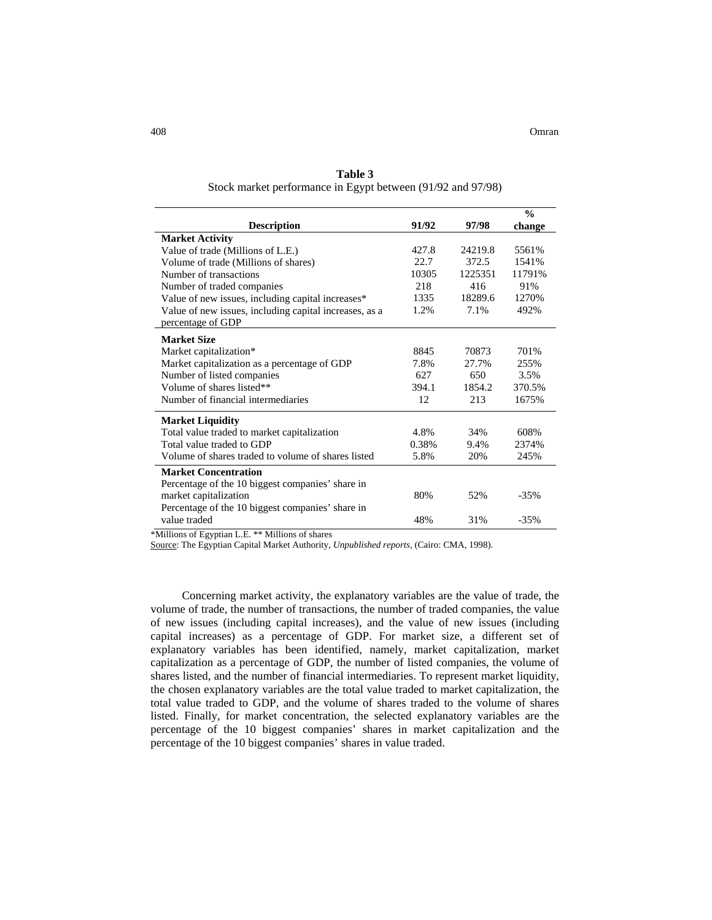**Table 3**
Stock market performance in Egypt between (91/92 and 97/98)

| Description | 91/92 | 97/98 | % change |
|---|---|---|---|
| **Market Activity** | | | |
| Value of trade (Millions of L.E.) | 427.8 | 24219.8 | 5561% |
| Volume of trade (Millions of shares) | 22.7 | 372.5 | 1541% |
| Number of transactions | 10305 | 1225351 | 11791% |
| Number of traded companies | 218 | 416 | 91% |
| Value of new issues, including capital increases* | 1335 | 18289.6 | 1270% |
| Value of new issues, including capital increases, as a percentage of GDP | 1.2% | 7.1% | 492% |
| **Market Size** | | | |
| Market capitalization* | 8845 | 70873 | 701% |
| Market capitalization as a percentage of GDP | 7.8% | 27.7% | 255% |
| Number of listed companies | 627 | 650 | 3.5% |
| Volume of shares listed** | 394.1 | 1854.2 | 370.5% |
| Number of financial intermediaries | 12 | 213 | 1675% |
| **Market Liquidity** | | | |
| Total value traded to market capitalization | 4.8% | 34% | 608% |
| Total value traded to GDP | 0.38% | 9.4% | 2374% |
| Volume of shares traded to volume of shares listed | 5.8% | 20% | 245% |
| **Market Concentration** | | | |
| Percentage of the 10 biggest companies' share in market capitalization | 80% | 52% | -35% |
| Percentage of the 10 biggest companies' share in value traded | 48% | 31% | -35% |

*Millions of Egyptian L.E. ** Millions of shares

Source: The Egyptian Capital Market Authority, *Unpublished reports*, (Cairo: CMA, 1998).

Concerning market activity, the explanatory variables are the value of trade, the volume of trade, the number of transactions, the number of traded companies, the value of new issues (including capital increases), and the value of new issues (including capital increases) as a percentage of GDP. For market size, a different set of explanatory variables has been identified, namely, market capitalization, market capitalization as a percentage of GDP, the number of listed companies, the volume of shares listed, and the number of financial intermediaries. To represent market liquidity, the chosen explanatory variables are the total value traded to market capitalization, the total value traded to GDP, and the volume of shares traded to the volume of shares listed. Finally, for market concentration, the selected explanatory variables are the percentage of the 10 biggest companies' shares in market capitalization and the percentage of the 10 biggest companies' shares in value traded.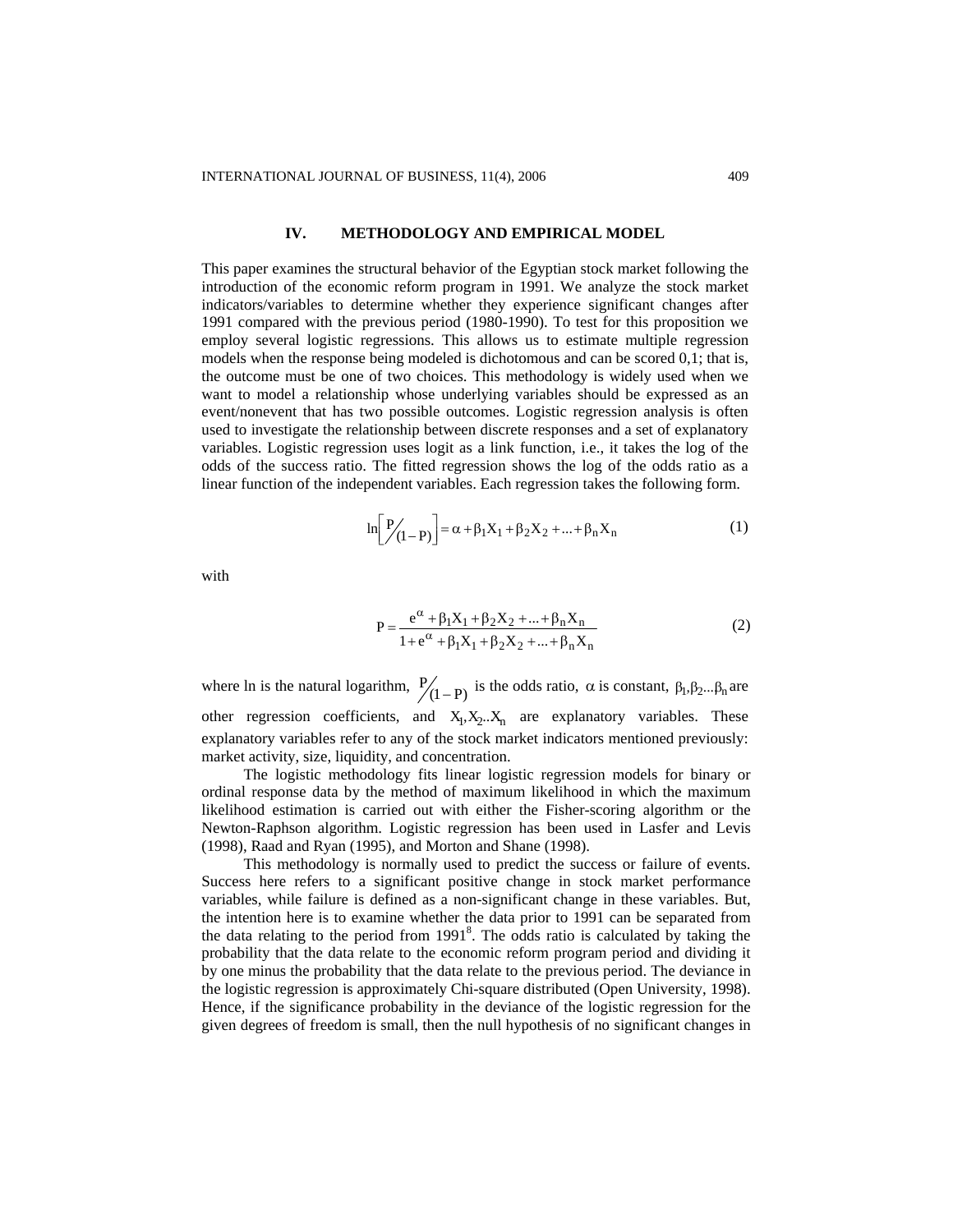## IV. METHODOLOGY AND EMPIRICAL MODEL

This paper examines the structural behavior of the Egyptian stock market following the introduction of the economic reform program in 1991. We analyze the stock market indicators/variables to determine whether they experience significant changes after 1991 compared with the previous period (1980-1990). To test for this proposition we employ several logistic regressions. This allows us to estimate multiple regression models when the response being modeled is dichotomous and can be scored 0,1; that is, the outcome must be one of two choices. This methodology is widely used when we want to model a relationship whose underlying variables should be expressed as an event/nonevent that has two possible outcomes. Logistic regression analysis is often used to investigate the relationship between discrete responses and a set of explanatory variables. Logistic regression uses logit as a link function, i.e., it takes the log of the odds of the success ratio. The fitted regression shows the log of the odds ratio as a linear function of the independent variables. Each regression takes the following form.

$$\ln\left[{}^{P}\!\!\diagup_{(1-P)}\right] = \alpha + \beta_1 X_1 + \beta_2 X_2 + ... + \beta_n X_n \tag{1}$$

with

$$P = \frac{e^{\alpha} + \beta_1 X_1 + \beta_2 X_2 + ... + \beta_n X_n}{1 + e^{\alpha} + \beta_1 X_1 + \beta_2 X_2 + ... + \beta_n X_n} \tag{2}$$

where ln is the natural logarithm, ${}^{P}\!\!\diagup_{(1-P)}$ is the odds ratio, $\alpha$ is constant, $\beta_1, \beta_2 ... \beta_n$ are other regression coefficients, and $X_1, X_2 .. X_n$ are explanatory variables. These explanatory variables refer to any of the stock market indicators mentioned previously: market activity, size, liquidity, and concentration.

The logistic methodology fits linear logistic regression models for binary or ordinal response data by the method of maximum likelihood in which the maximum likelihood estimation is carried out with either the Fisher-scoring algorithm or the Newton-Raphson algorithm. Logistic regression has been used in Lasfer and Levis (1998), Raad and Ryan (1995), and Morton and Shane (1998).

This methodology is normally used to predict the success or failure of events. Success here refers to a significant positive change in stock market performance variables, while failure is defined as a non-significant change in these variables. But, the intention here is to examine whether the data prior to 1991 can be separated from the data relating to the period from 1991[8]. The odds ratio is calculated by taking the probability that the data relate to the economic reform program period and dividing it by one minus the probability that the data relate to the previous period. The deviance in the logistic regression is approximately Chi-square distributed (Open University, 1998). Hence, if the significance probability in the deviance of the logistic regression for the given degrees of freedom is small, then the null hypothesis of no significant changes in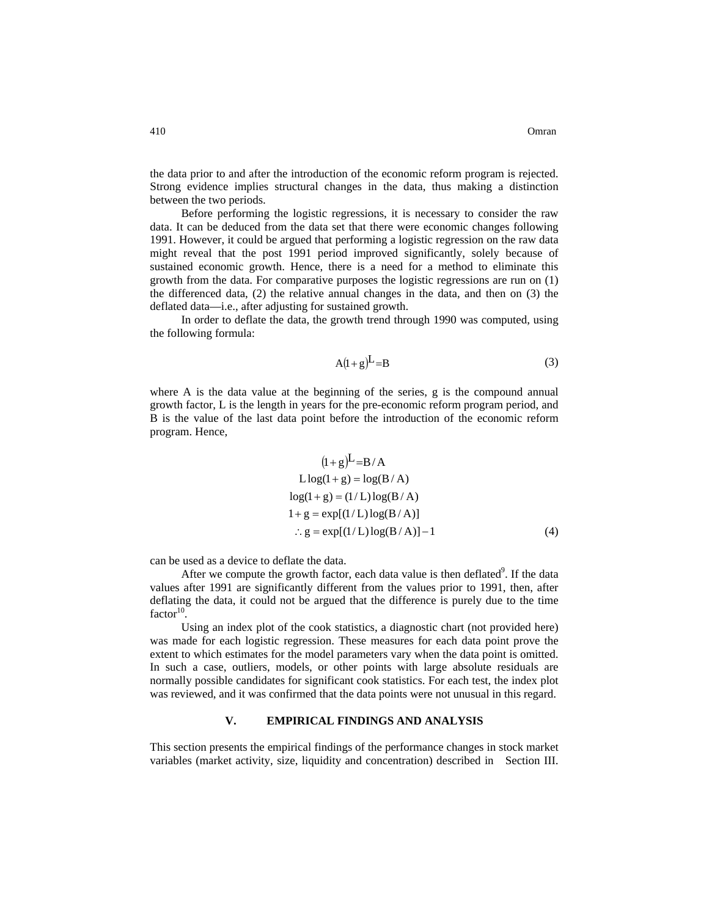the data prior to and after the introduction of the economic reform program is rejected. Strong evidence implies structural changes in the data, thus making a distinction between the two periods.

Before performing the logistic regressions, it is necessary to consider the raw data. It can be deduced from the data set that there were economic changes following 1991. However, it could be argued that performing a logistic regression on the raw data might reveal that the post 1991 period improved significantly, solely because of sustained economic growth. Hence, there is a need for a method to eliminate this growth from the data. For comparative purposes the logistic regressions are run on (1) the differenced data, (2) the relative annual changes in the data, and then on (3) the deflated data—i.e., after adjusting for sustained growth.

In order to deflate the data, the growth trend through 1990 was computed, using the following formula:

$$A(1+g)^{L} = B \tag{3}$$

where A is the data value at the beginning of the series, g is the compound annual growth factor, L is the length in years for the pre-economic reform program period, and B is the value of the last data point before the introduction of the economic reform program. Hence,

$$\begin{aligned}
(1+g)^{L} &= B/A \\
L\log(1+g) &= \log(B/A) \\
\log(1+g) &= (1/L)\log(B/A) \\
1+g &= \exp[(1/L)\log(B/A)] \\
\therefore g &= \exp[(1/L)\log(B/A)] - 1
\end{aligned} \tag{4}$$

can be used as a device to deflate the data.

After we compute the growth factor, each data value is then deflated[9]. If the data values after 1991 are significantly different from the values prior to 1991, then, after deflating the data, it could not be argued that the difference is purely due to the time factor[10].

Using an index plot of the cook statistics, a diagnostic chart (not provided here) was made for each logistic regression. These measures for each data point prove the extent to which estimates for the model parameters vary when the data point is omitted. In such a case, outliers, models, or other points with large absolute residuals are normally possible candidates for significant cook statistics. For each test, the index plot was reviewed, and it was confirmed that the data points were not unusual in this regard.

## V. EMPIRICAL FINDINGS AND ANALYSIS

This section presents the empirical findings of the performance changes in stock market variables (market activity, size, liquidity and concentration) described in Section III.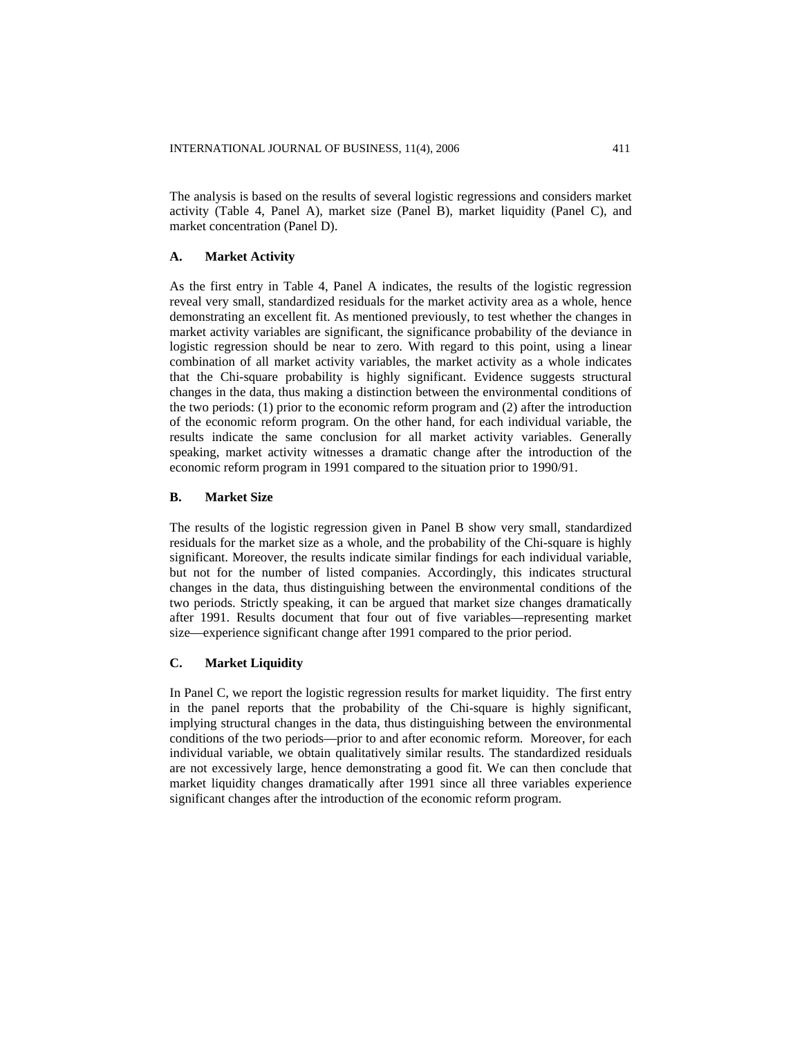The analysis is based on the results of several logistic regressions and considers market activity (Table 4, Panel A), market size (Panel B), market liquidity (Panel C), and market concentration (Panel D).

### A. Market Activity

As the first entry in Table 4, Panel A indicates, the results of the logistic regression reveal very small, standardized residuals for the market activity area as a whole, hence demonstrating an excellent fit. As mentioned previously, to test whether the changes in market activity variables are significant, the significance probability of the deviance in logistic regression should be near to zero. With regard to this point, using a linear combination of all market activity variables, the market activity as a whole indicates that the Chi-square probability is highly significant. Evidence suggests structural changes in the data, thus making a distinction between the environmental conditions of the two periods: (1) prior to the economic reform program and (2) after the introduction of the economic reform program. On the other hand, for each individual variable, the results indicate the same conclusion for all market activity variables. Generally speaking, market activity witnesses a dramatic change after the introduction of the economic reform program in 1991 compared to the situation prior to 1990/91.

### B. Market Size

The results of the logistic regression given in Panel B show very small, standardized residuals for the market size as a whole, and the probability of the Chi-square is highly significant. Moreover, the results indicate similar findings for each individual variable, but not for the number of listed companies. Accordingly, this indicates structural changes in the data, thus distinguishing between the environmental conditions of the two periods. Strictly speaking, it can be argued that market size changes dramatically after 1991. Results document that four out of five variables—representing market size—experience significant change after 1991 compared to the prior period.

### C. Market Liquidity

In Panel C, we report the logistic regression results for market liquidity. The first entry in the panel reports that the probability of the Chi-square is highly significant, implying structural changes in the data, thus distinguishing between the environmental conditions of the two periods—prior to and after economic reform. Moreover, for each individual variable, we obtain qualitatively similar results. The standardized residuals are not excessively large, hence demonstrating a good fit. We can then conclude that market liquidity changes dramatically after 1991 since all three variables experience significant changes after the introduction of the economic reform program.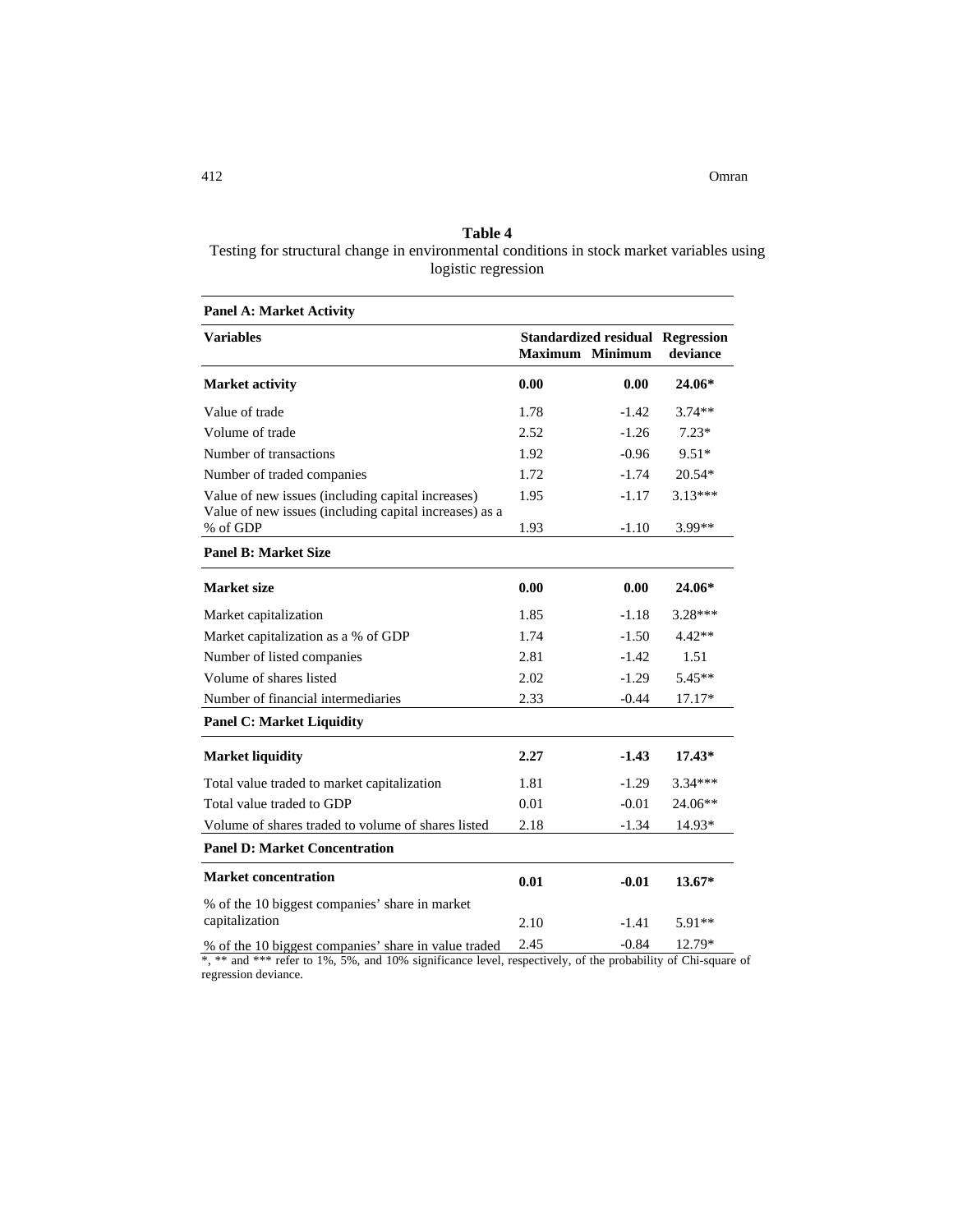**Table 4**
Testing for structural change in environmental conditions in stock market variables using logistic regression

| Variables | Standardized residual Maximum | Minimum | Regression deviance |
|---|---|---|---|
| **Panel A: Market Activity** | | | |
| **Market activity** | **0.00** | **0.00** | **24.06*** |
| Value of trade | 1.78 | -1.42 | 3.74** |
| Volume of trade | 2.52 | -1.26 | 7.23* |
| Number of transactions | 1.92 | -0.96 | 9.51* |
| Number of traded companies | 1.72 | -1.74 | 20.54* |
| Value of new issues (including capital increases) | 1.95 | -1.17 | 3.13*** |
| Value of new issues (including capital increases) as a % of GDP | 1.93 | -1.10 | 3.99** |
| **Panel B: Market Size** | | | |
| **Market size** | **0.00** | **0.00** | **24.06*** |
| Market capitalization | 1.85 | -1.18 | 3.28*** |
| Market capitalization as a % of GDP | 1.74 | -1.50 | 4.42** |
| Number of listed companies | 2.81 | -1.42 | 1.51 |
| Volume of shares listed | 2.02 | -1.29 | 5.45** |
| Number of financial intermediaries | 2.33 | -0.44 | 17.17* |
| **Panel C: Market Liquidity** | | | |
| **Market liquidity** | **2.27** | **-1.43** | **17.43*** |
| Total value traded to market capitalization | 1.81 | -1.29 | 3.34*** |
| Total value traded to GDP | 0.01 | -0.01 | 24.06** |
| Volume of shares traded to volume of shares listed | 2.18 | -1.34 | 14.93* |
| **Panel D: Market Concentration** | | | |
| **Market concentration** | **0.01** | **-0.01** | **13.67*** |
| % of the 10 biggest companies' share in market capitalization | 2.10 | -1.41 | 5.91** |
| % of the 10 biggest companies' share in value traded | 2.45 | -0.84 | 12.79* |

*, ** and *** refer to 1%, 5%, and 10% significance level, respectively, of the probability of Chi-square of regression deviance.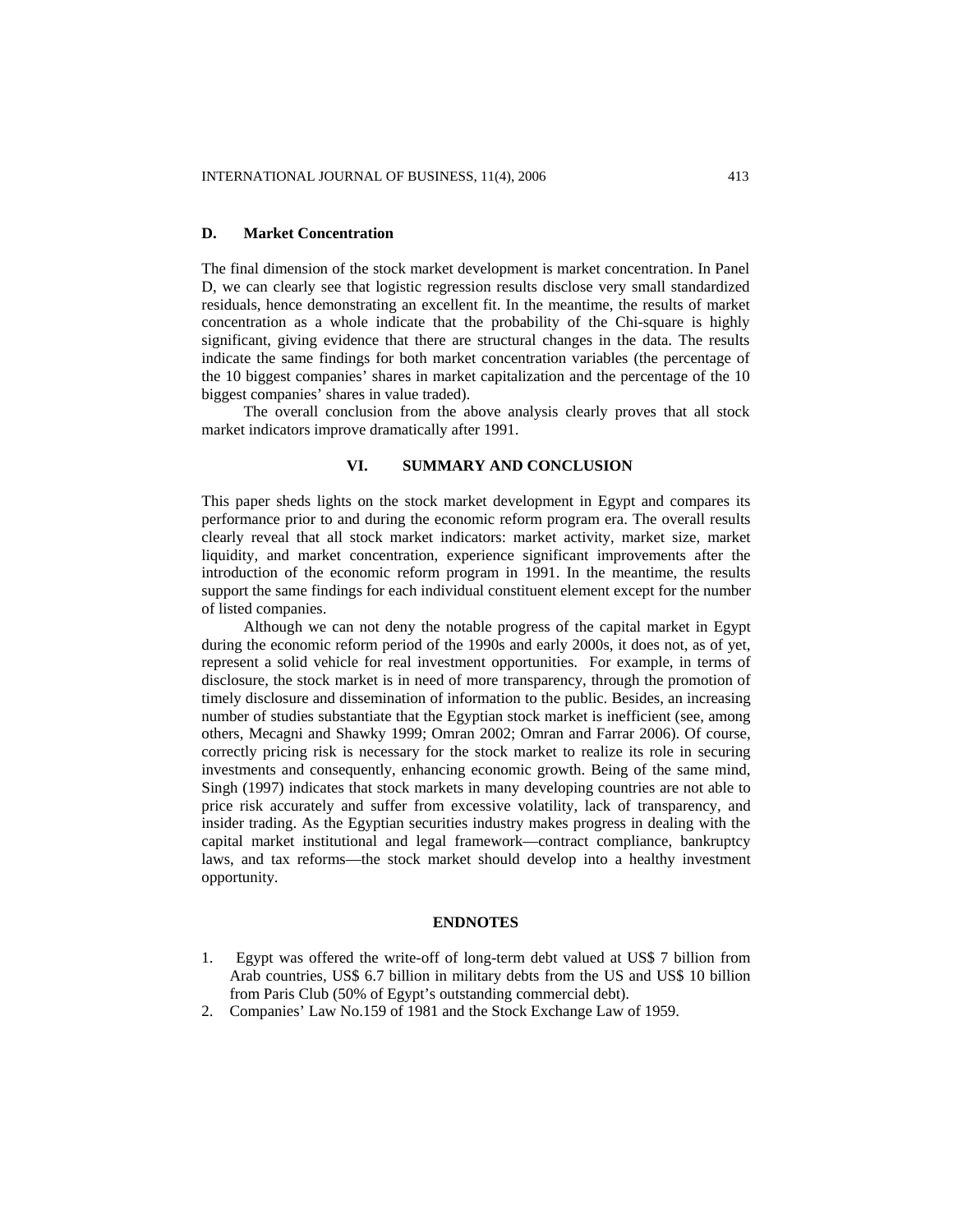### D. Market Concentration

The final dimension of the stock market development is market concentration. In Panel D, we can clearly see that logistic regression results disclose very small standardized residuals, hence demonstrating an excellent fit. In the meantime, the results of market concentration as a whole indicate that the probability of the Chi-square is highly significant, giving evidence that there are structural changes in the data. The results indicate the same findings for both market concentration variables (the percentage of the 10 biggest companies' shares in market capitalization and the percentage of the 10 biggest companies' shares in value traded).

The overall conclusion from the above analysis clearly proves that all stock market indicators improve dramatically after 1991.

## VI. SUMMARY AND CONCLUSION

This paper sheds lights on the stock market development in Egypt and compares its performance prior to and during the economic reform program era. The overall results clearly reveal that all stock market indicators: market activity, market size, market liquidity, and market concentration, experience significant improvements after the introduction of the economic reform program in 1991. In the meantime, the results support the same findings for each individual constituent element except for the number of listed companies.

Although we can not deny the notable progress of the capital market in Egypt during the economic reform period of the 1990s and early 2000s, it does not, as of yet, represent a solid vehicle for real investment opportunities. For example, in terms of disclosure, the stock market is in need of more transparency, through the promotion of timely disclosure and dissemination of information to the public. Besides, an increasing number of studies substantiate that the Egyptian stock market is inefficient (see, among others, Mecagni and Shawky 1999; Omran 2002; Omran and Farrar 2006). Of course, correctly pricing risk is necessary for the stock market to realize its role in securing investments and consequently, enhancing economic growth. Being of the same mind, Singh (1997) indicates that stock markets in many developing countries are not able to price risk accurately and suffer from excessive volatility, lack of transparency, and insider trading. As the Egyptian securities industry makes progress in dealing with the capital market institutional and legal framework—contract compliance, bankruptcy laws, and tax reforms—the stock market should develop into a healthy investment opportunity.

## ENDNOTES

1. Egypt was offered the write-off of long-term debt valued at US$ 7 billion from Arab countries, US$ 6.7 billion in military debts from the US and US$ 10 billion from Paris Club (50% of Egypt's outstanding commercial debt).
2. Companies' Law No.159 of 1981 and the Stock Exchange Law of 1959.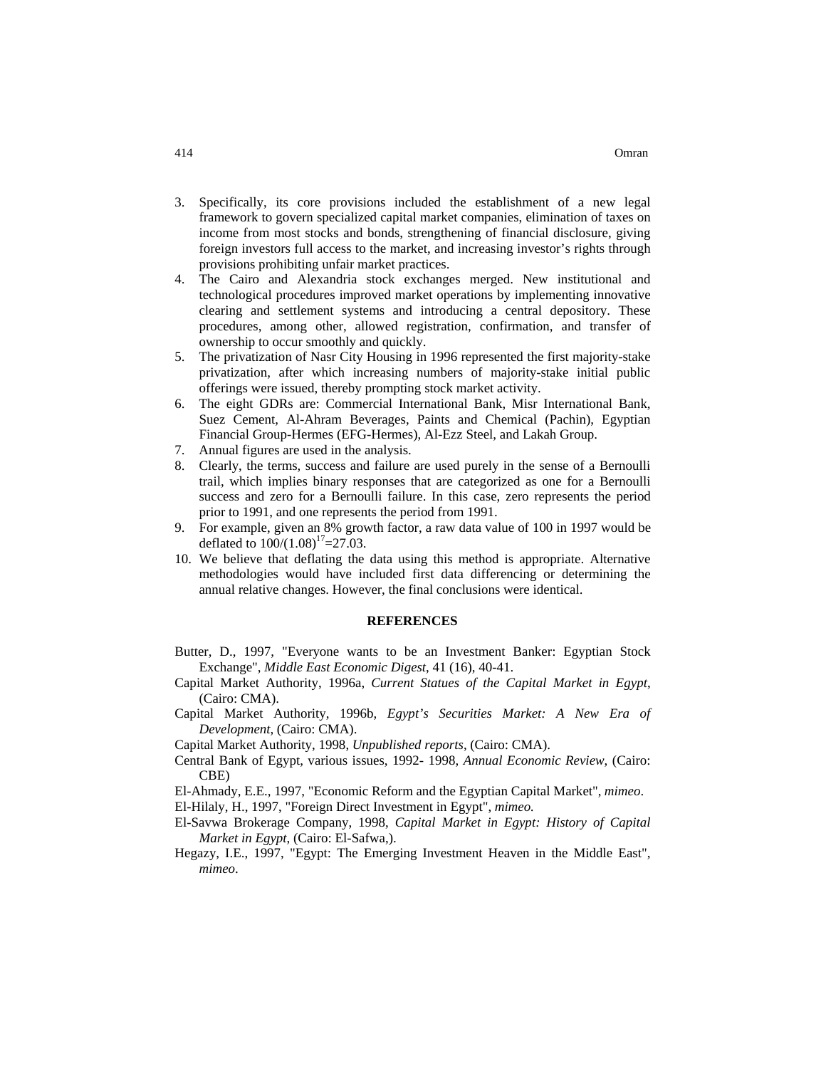3. Specifically, its core provisions included the establishment of a new legal framework to govern specialized capital market companies, elimination of taxes on income from most stocks and bonds, strengthening of financial disclosure, giving foreign investors full access to the market, and increasing investor's rights through provisions prohibiting unfair market practices.
4. The Cairo and Alexandria stock exchanges merged. New institutional and technological procedures improved market operations by implementing innovative clearing and settlement systems and introducing a central depository. These procedures, among other, allowed registration, confirmation, and transfer of ownership to occur smoothly and quickly.
5. The privatization of Nasr City Housing in 1996 represented the first majority-stake privatization, after which increasing numbers of majority-stake initial public offerings were issued, thereby prompting stock market activity.
6. The eight GDRs are: Commercial International Bank, Misr International Bank, Suez Cement, Al-Ahram Beverages, Paints and Chemical (Pachin), Egyptian Financial Group-Hermes (EFG-Hermes), Al-Ezz Steel, and Lakah Group.
7. Annual figures are used in the analysis.
8. Clearly, the terms, success and failure are used purely in the sense of a Bernoulli trail, which implies binary responses that are categorized as one for a Bernoulli success and zero for a Bernoulli failure. In this case, zero represents the period prior to 1991, and one represents the period from 1991.
9. For example, given an 8% growth factor, a raw data value of 100 in 1997 would be deflated to $100/(1.08)^{17}=27.03$.
10. We believe that deflating the data using this method is appropriate. Alternative methodologies would have included first data differencing or determining the annual relative changes. However, the final conclusions were identical.

## REFERENCES

Butter, D., 1997, "Everyone wants to be an Investment Banker: Egyptian Stock Exchange", *Middle East Economic Digest*, 41 (16), 40-41.

Capital Market Authority, 1996a, *Current Statues of the Capital Market in Egypt*, (Cairo: CMA).

Capital Market Authority, 1996b, *Egypt's Securities Market: A New Era of Development*, (Cairo: CMA).

Capital Market Authority, 1998, *Unpublished reports*, (Cairo: CMA).

Central Bank of Egypt, various issues, 1992- 1998, *Annual Economic Review*, (Cairo: CBE)

El-Ahmady, E.E., 1997, "Economic Reform and the Egyptian Capital Market", *mimeo*.

El-Hilaly, H., 1997, "Foreign Direct Investment in Egypt", *mimeo.*

El-Savwa Brokerage Company, 1998, *Capital Market in Egypt: History of Capital Market in Egypt*, (Cairo: El-Safwa,).

Hegazy, I.E., 1997, "Egypt: The Emerging Investment Heaven in the Middle East", *mimeo*.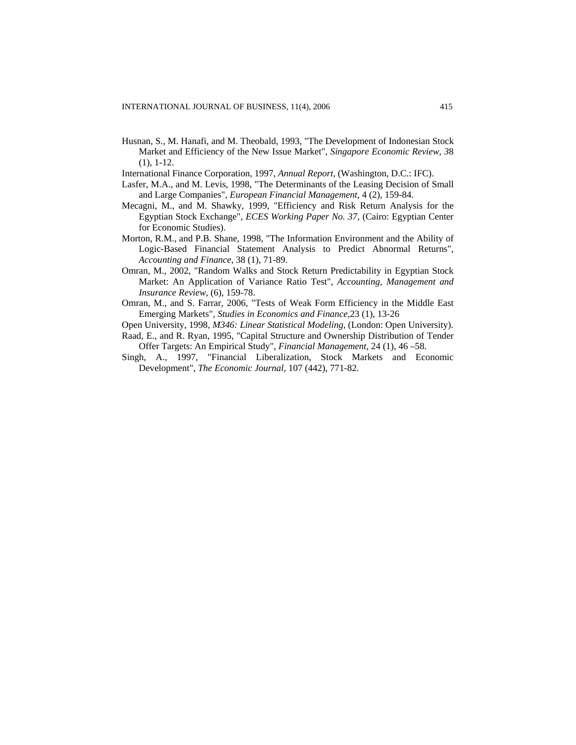Husnan, S., M. Hanafi, and M. Theobald, 1993, "The Development of Indonesian Stock Market and Efficiency of the New Issue Market", *Singapore Economic Review, 3*8 (1), 1-12.

International Finance Corporation, 1997, *Annual Report*, (Washington, D.C.: IFC).

Lasfer, M.A., and M. Levis, 1998, "The Determinants of the Leasing Decision of Small and Large Companies", *European Financial Management*, 4 (2), 159-84.

Mecagni, M., and M. Shawky, 1999, "Efficiency and Risk Return Analysis for the Egyptian Stock Exchange", *ECES Working Paper No. 37*, (Cairo: Egyptian Center for Economic Studies).

Morton, R.M., and P.B. Shane, 1998, "The Information Environment and the Ability of Logic-Based Financial Statement Analysis to Predict Abnormal Returns", *Accounting and Finance*, 38 (1), 71-89.

Omran, M., 2002, "Random Walks and Stock Return Predictability in Egyptian Stock Market: An Application of Variance Ratio Test", *Accounting, Management and Insurance Review*, (6), 159-78.

Omran, M., and S. Farrar, 2006, "Tests of Weak Form Efficiency in the Middle East Emerging Markets", *Studies in Economics and Finance*,23 (1), 13-26

Open University, 1998, *M346: Linear Statistical Modeling*, (London: Open University).

Raad, E., and R. Ryan, 1995, "Capital Structure and Ownership Distribution of Tender Offer Targets: An Empirical Study", *Financial Management*, 24 (1), 46 –58.

Singh, A., 1997, "Financial Liberalization, Stock Markets and Economic Development", *The Economic Journal*, 107 (442), 771-82.